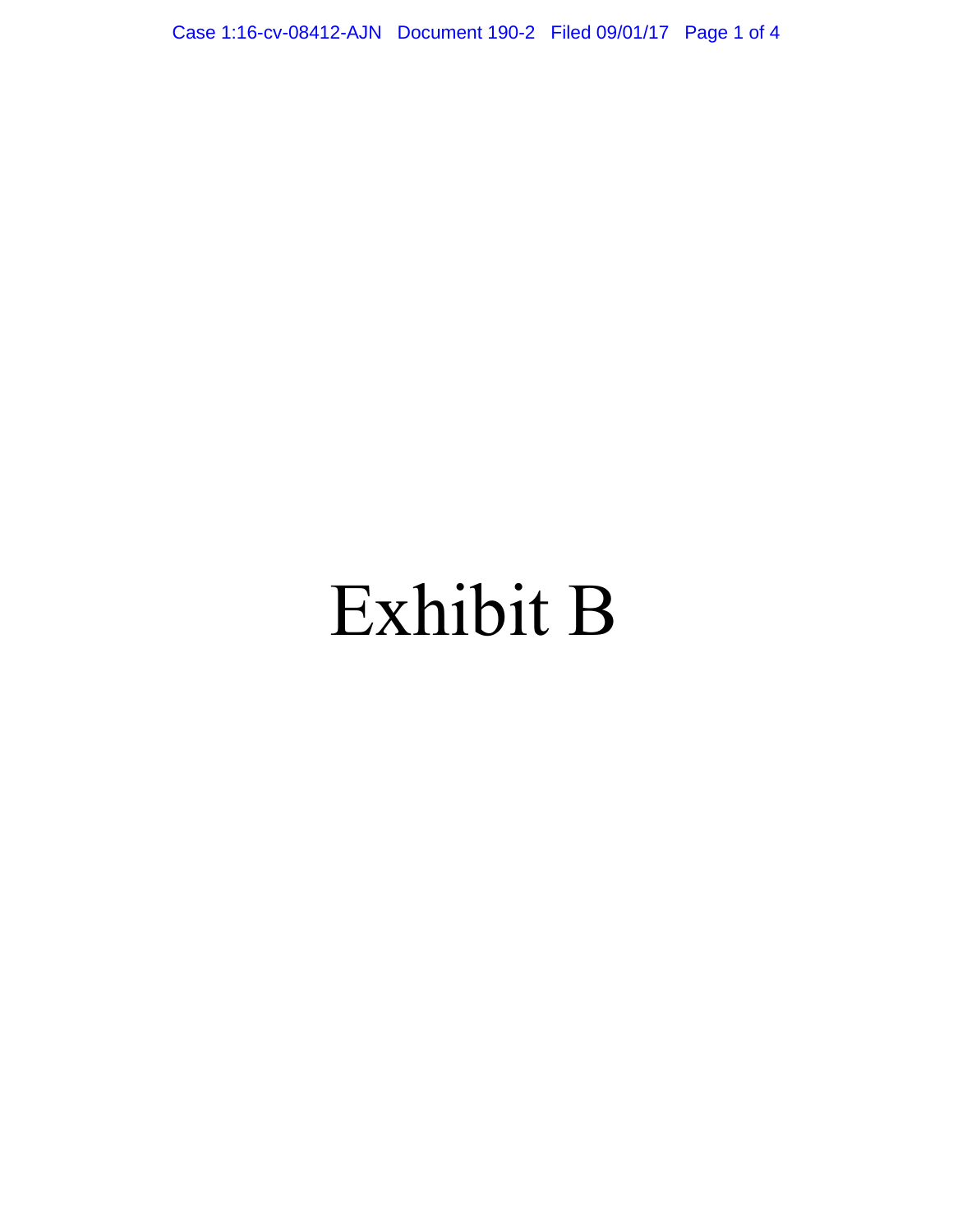# Exhibit B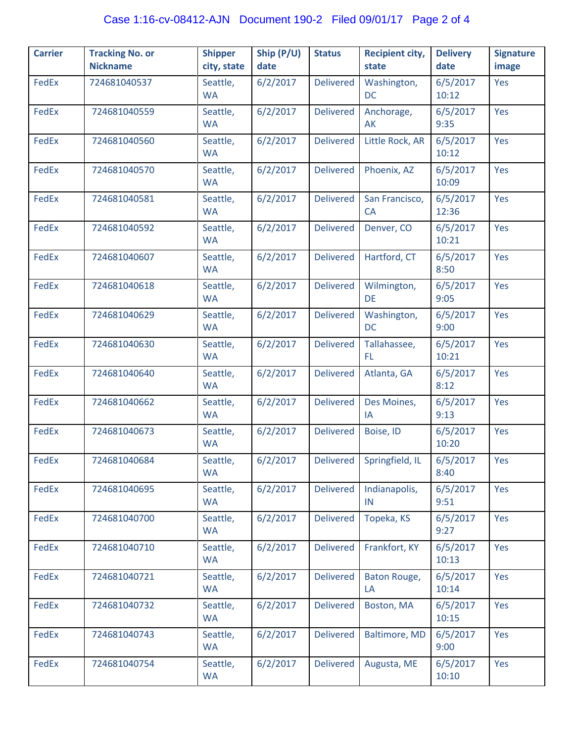| Carrier | Tracking No. or Nickname | Shipper city, state | Ship (P/U) date | Status | Recipient city, state | Delivery date | Signature image |
|---|---|---|---|---|---|---|---|
| FedEx | 724681040537 | Seattle, WA | 6/2/2017 | Delivered | Washington, DC | 6/5/2017 10:12 | Yes |
| FedEx | 724681040559 | Seattle, WA | 6/2/2017 | Delivered | Anchorage, AK | 6/5/2017 9:35 | Yes |
| FedEx | 724681040560 | Seattle, WA | 6/2/2017 | Delivered | Little Rock, AR | 6/5/2017 10:12 | Yes |
| FedEx | 724681040570 | Seattle, WA | 6/2/2017 | Delivered | Phoenix, AZ | 6/5/2017 10:09 | Yes |
| FedEx | 724681040581 | Seattle, WA | 6/2/2017 | Delivered | San Francisco, CA | 6/5/2017 12:36 | Yes |
| FedEx | 724681040592 | Seattle, WA | 6/2/2017 | Delivered | Denver, CO | 6/5/2017 10:21 | Yes |
| FedEx | 724681040607 | Seattle, WA | 6/2/2017 | Delivered | Hartford, CT | 6/5/2017 8:50 | Yes |
| FedEx | 724681040618 | Seattle, WA | 6/2/2017 | Delivered | Wilmington, DE | 6/5/2017 9:05 | Yes |
| FedEx | 724681040629 | Seattle, WA | 6/2/2017 | Delivered | Washington, DC | 6/5/2017 9:00 | Yes |
| FedEx | 724681040630 | Seattle, WA | 6/2/2017 | Delivered | Tallahassee, FL | 6/5/2017 10:21 | Yes |
| FedEx | 724681040640 | Seattle, WA | 6/2/2017 | Delivered | Atlanta, GA | 6/5/2017 8:12 | Yes |
| FedEx | 724681040662 | Seattle, WA | 6/2/2017 | Delivered | Des Moines, IA | 6/5/2017 9:13 | Yes |
| FedEx | 724681040673 | Seattle, WA | 6/2/2017 | Delivered | Boise, ID | 6/5/2017 10:20 | Yes |
| FedEx | 724681040684 | Seattle, WA | 6/2/2017 | Delivered | Springfield, IL | 6/5/2017 8:40 | Yes |
| FedEx | 724681040695 | Seattle, WA | 6/2/2017 | Delivered | Indianapolis, IN | 6/5/2017 9:51 | Yes |
| FedEx | 724681040700 | Seattle, WA | 6/2/2017 | Delivered | Topeka, KS | 6/5/2017 9:27 | Yes |
| FedEx | 724681040710 | Seattle, WA | 6/2/2017 | Delivered | Frankfort, KY | 6/5/2017 10:13 | Yes |
| FedEx | 724681040721 | Seattle, WA | 6/2/2017 | Delivered | Baton Rouge, LA | 6/5/2017 10:14 | Yes |
| FedEx | 724681040732 | Seattle, WA | 6/2/2017 | Delivered | Boston, MA | 6/5/2017 10:15 | Yes |
| FedEx | 724681040743 | Seattle, WA | 6/2/2017 | Delivered | Baltimore, MD | 6/5/2017 9:00 | Yes |
| FedEx | 724681040754 | Seattle, WA | 6/2/2017 | Delivered | Augusta, ME | 6/5/2017 10:10 | Yes |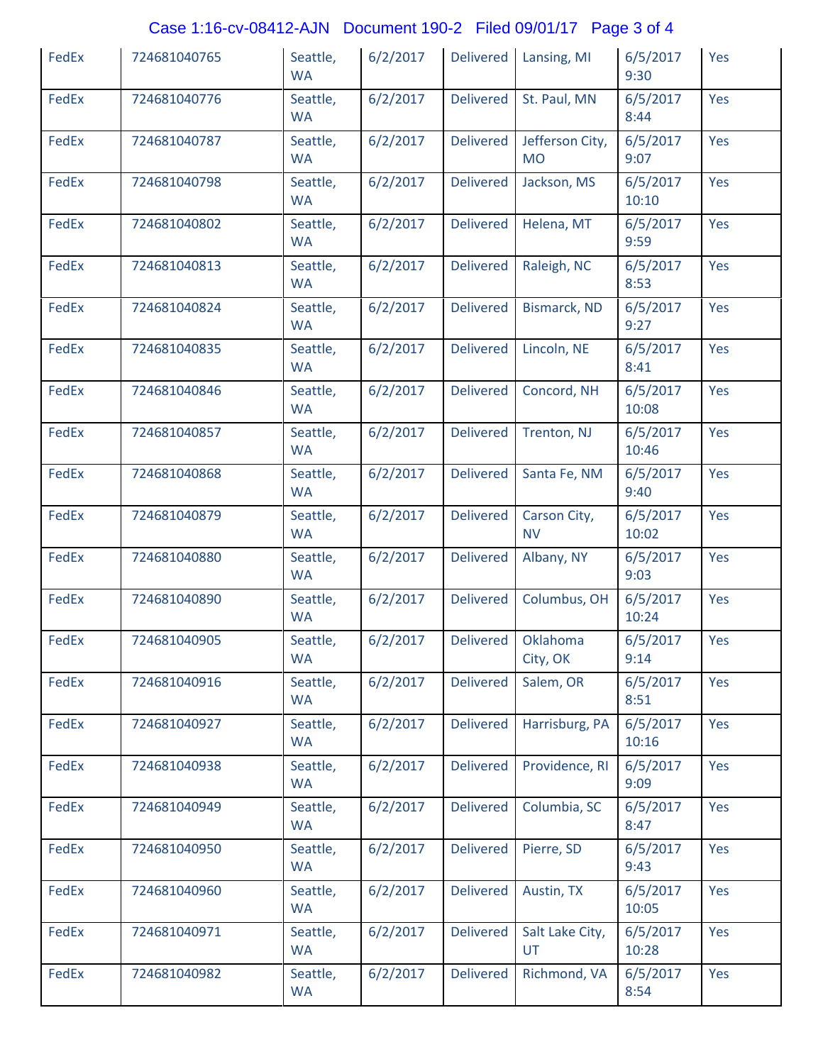| FedEx | 724681040765 | Seattle, WA | 6/2/2017 | Delivered | Lansing, MI | 6/5/2017 9:30 | Yes |
|---|---|---|---|---|---|---|---|
| FedEx | 724681040776 | Seattle, WA | 6/2/2017 | Delivered | St. Paul, MN | 6/5/2017 8:44 | Yes |
| FedEx | 724681040787 | Seattle, WA | 6/2/2017 | Delivered | Jefferson City, MO | 6/5/2017 9:07 | Yes |
| FedEx | 724681040798 | Seattle, WA | 6/2/2017 | Delivered | Jackson, MS | 6/5/2017 10:10 | Yes |
| FedEx | 724681040802 | Seattle, WA | 6/2/2017 | Delivered | Helena, MT | 6/5/2017 9:59 | Yes |
| FedEx | 724681040813 | Seattle, WA | 6/2/2017 | Delivered | Raleigh, NC | 6/5/2017 8:53 | Yes |
| FedEx | 724681040824 | Seattle, WA | 6/2/2017 | Delivered | Bismarck, ND | 6/5/2017 9:27 | Yes |
| FedEx | 724681040835 | Seattle, WA | 6/2/2017 | Delivered | Lincoln, NE | 6/5/2017 8:41 | Yes |
| FedEx | 724681040846 | Seattle, WA | 6/2/2017 | Delivered | Concord, NH | 6/5/2017 10:08 | Yes |
| FedEx | 724681040857 | Seattle, WA | 6/2/2017 | Delivered | Trenton, NJ | 6/5/2017 10:46 | Yes |
| FedEx | 724681040868 | Seattle, WA | 6/2/2017 | Delivered | Santa Fe, NM | 6/5/2017 9:40 | Yes |
| FedEx | 724681040879 | Seattle, WA | 6/2/2017 | Delivered | Carson City, NV | 6/5/2017 10:02 | Yes |
| FedEx | 724681040880 | Seattle, WA | 6/2/2017 | Delivered | Albany, NY | 6/5/2017 9:03 | Yes |
| FedEx | 724681040890 | Seattle, WA | 6/2/2017 | Delivered | Columbus, OH | 6/5/2017 10:24 | Yes |
| FedEx | 724681040905 | Seattle, WA | 6/2/2017 | Delivered | Oklahoma City, OK | 6/5/2017 9:14 | Yes |
| FedEx | 724681040916 | Seattle, WA | 6/2/2017 | Delivered | Salem, OR | 6/5/2017 8:51 | Yes |
| FedEx | 724681040927 | Seattle, WA | 6/2/2017 | Delivered | Harrisburg, PA | 6/5/2017 10:16 | Yes |
| FedEx | 724681040938 | Seattle, WA | 6/2/2017 | Delivered | Providence, RI | 6/5/2017 9:09 | Yes |
| FedEx | 724681040949 | Seattle, WA | 6/2/2017 | Delivered | Columbia, SC | 6/5/2017 8:47 | Yes |
| FedEx | 724681040950 | Seattle, WA | 6/2/2017 | Delivered | Pierre, SD | 6/5/2017 9:43 | Yes |
| FedEx | 724681040960 | Seattle, WA | 6/2/2017 | Delivered | Austin, TX | 6/5/2017 10:05 | Yes |
| FedEx | 724681040971 | Seattle, WA | 6/2/2017 | Delivered | Salt Lake City, UT | 6/5/2017 10:28 | Yes |
| FedEx | 724681040982 | Seattle, WA | 6/2/2017 | Delivered | Richmond, VA | 6/5/2017 8:54 | Yes |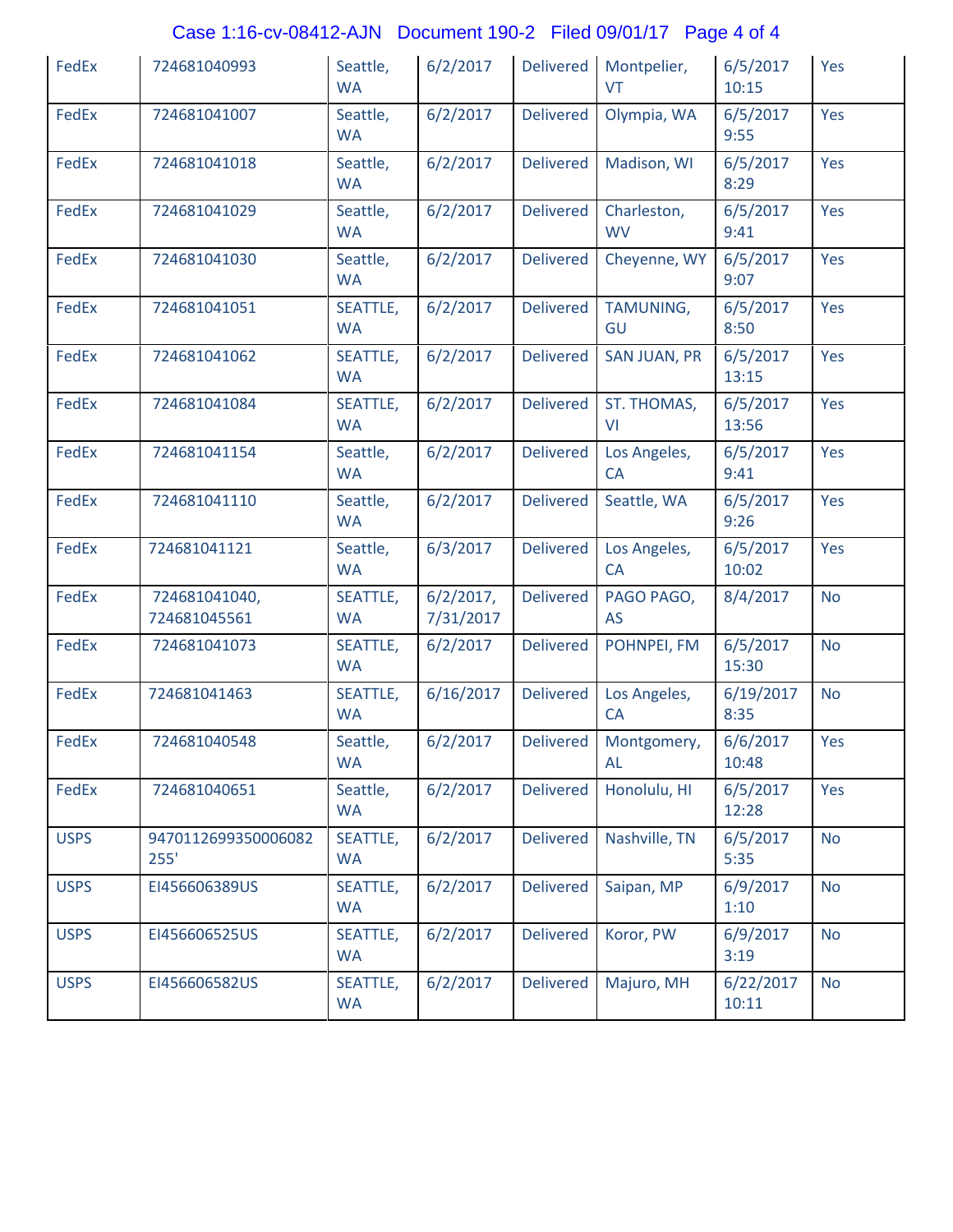| | | | | | | | |
|---|---|---|---|---|---|---|---|
| FedEx | 724681040993 | Seattle, WA | 6/2/2017 | Delivered | Montpelier, VT | 6/5/2017 10:15 | Yes |
| FedEx | 724681041007 | Seattle, WA | 6/2/2017 | Delivered | Olympia, WA | 6/5/2017 9:55 | Yes |
| FedEx | 724681041018 | Seattle, WA | 6/2/2017 | Delivered | Madison, WI | 6/5/2017 8:29 | Yes |
| FedEx | 724681041029 | Seattle, WA | 6/2/2017 | Delivered | Charleston, WV | 6/5/2017 9:41 | Yes |
| FedEx | 724681041030 | Seattle, WA | 6/2/2017 | Delivered | Cheyenne, WY | 6/5/2017 9:07 | Yes |
| FedEx | 724681041051 | SEATTLE, WA | 6/2/2017 | Delivered | TAMUNING, GU | 6/5/2017 8:50 | Yes |
| FedEx | 724681041062 | SEATTLE, WA | 6/2/2017 | Delivered | SAN JUAN, PR | 6/5/2017 13:15 | Yes |
| FedEx | 724681041084 | SEATTLE, WA | 6/2/2017 | Delivered | ST. THOMAS, VI | 6/5/2017 13:56 | Yes |
| FedEx | 724681041154 | Seattle, WA | 6/2/2017 | Delivered | Los Angeles, CA | 6/5/2017 9:41 | Yes |
| FedEx | 724681041110 | Seattle, WA | 6/2/2017 | Delivered | Seattle, WA | 6/5/2017 9:26 | Yes |
| FedEx | 724681041121 | Seattle, WA | 6/3/2017 | Delivered | Los Angeles, CA | 6/5/2017 10:02 | Yes |
| FedEx | 724681041040, 724681045561 | SEATTLE, WA | 6/2/2017, 7/31/2017 | Delivered | PAGO PAGO, AS | 8/4/2017 | No |
| FedEx | 724681041073 | SEATTLE, WA | 6/2/2017 | Delivered | POHNPEI, FM | 6/5/2017 15:30 | No |
| FedEx | 724681041463 | SEATTLE, WA | 6/16/2017 | Delivered | Los Angeles, CA | 6/19/2017 8:35 | No |
| FedEx | 724681040548 | Seattle, WA | 6/2/2017 | Delivered | Montgomery, AL | 6/6/2017 10:48 | Yes |
| FedEx | 724681040651 | Seattle, WA | 6/2/2017 | Delivered | Honolulu, HI | 6/5/2017 12:28 | Yes |
| USPS | 9470112699350006082255' | SEATTLE, WA | 6/2/2017 | Delivered | Nashville, TN | 6/5/2017 5:35 | No |
| USPS | EI456606389US | SEATTLE, WA | 6/2/2017 | Delivered | Saipan, MP | 6/9/2017 1:10 | No |
| USPS | EI456606525US | SEATTLE, WA | 6/2/2017 | Delivered | Koror, PW | 6/9/2017 3:19 | No |
| USPS | EI456606582US | SEATTLE, WA | 6/2/2017 | Delivered | Majuro, MH | 6/22/2017 10:11 | No |